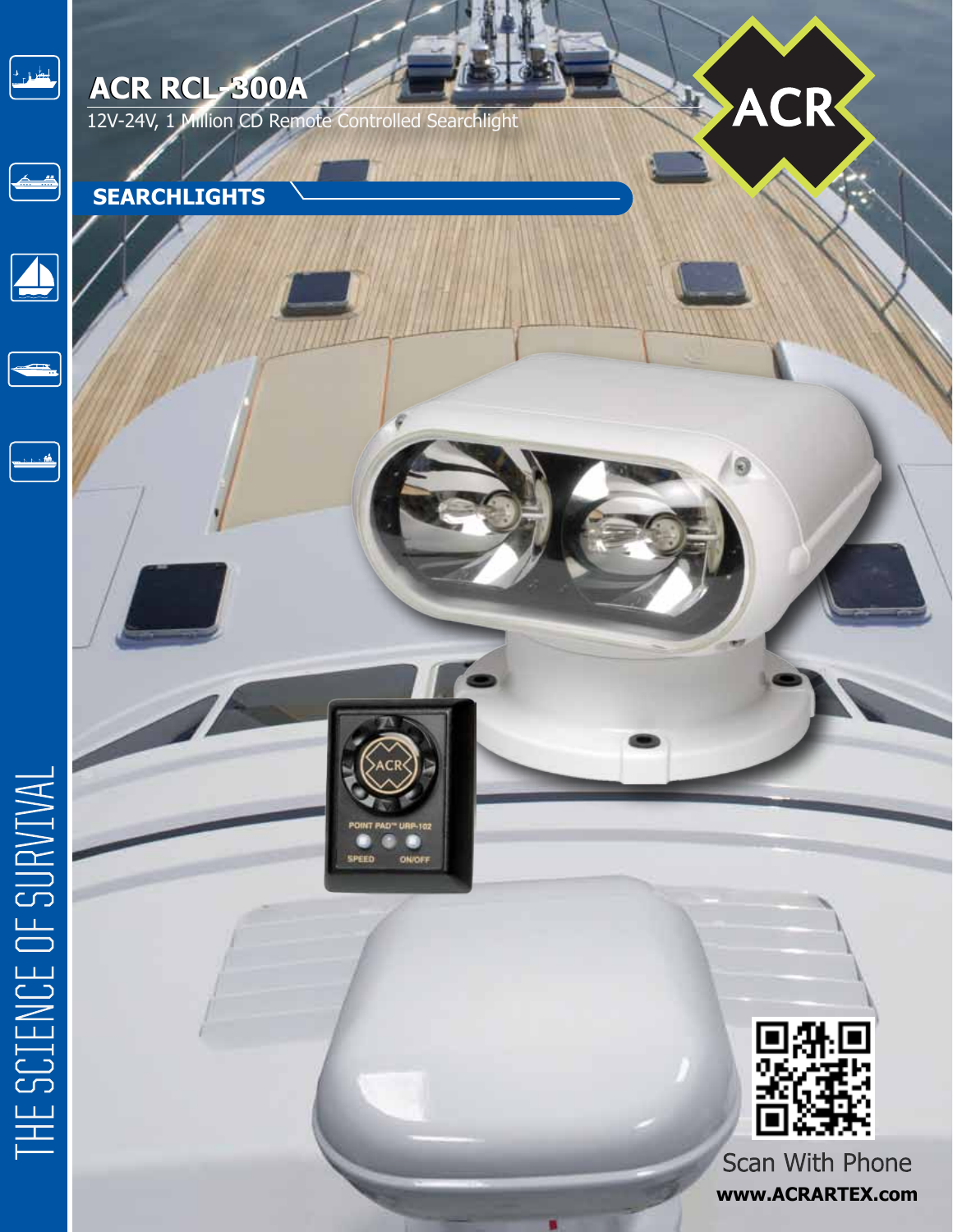# ACR RCL-300A

12V-24V, 1 Million CD Remote Controlled Searchlight

## SEARCHLIGHTS

THE SCIENCE OF SURVIVAL

POINT PAD™ URP-102

SPEED ON/OFF

Scan With Phone

**www.ACRARTEX.com**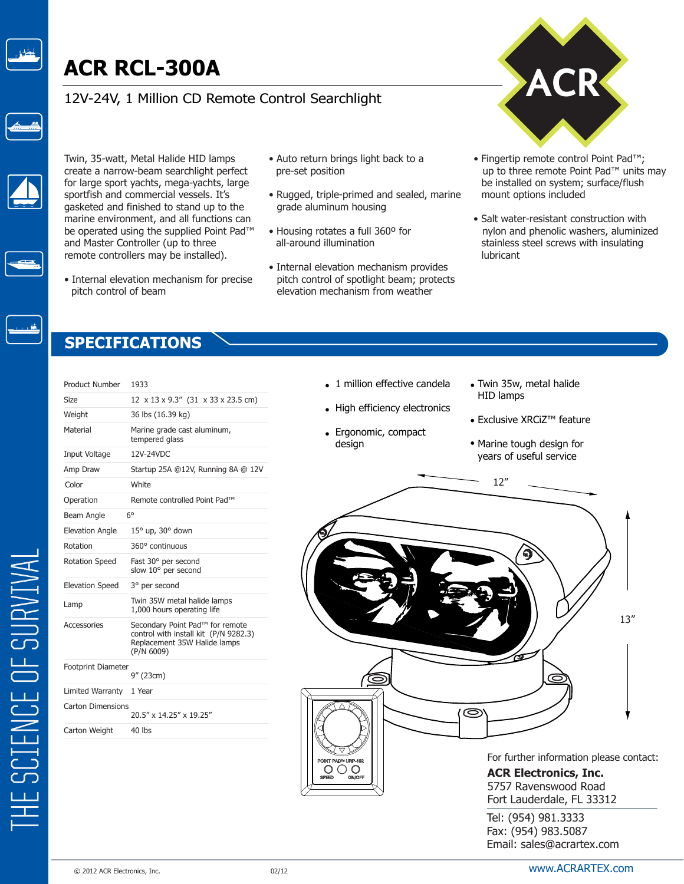# ACR RCL-300A

## 12V-24V, 1 Million CD Remote Control Searchlight

Twin, 35-watt, Metal Halide HID lamps create a narrow-beam searchlight perfect for large sport yachts, mega-yachts, large sportfish and commercial vessels. It's gasketed and finished to stand up to the marine environment, and all functions can be operated using the supplied Point Pad™ and Master Controller (up to three remote controllers may be installed).

- Internal elevation mechanism for precise pitch control of beam
- Auto return brings light back to a pre-set position
- Rugged, triple-primed and sealed, marine grade aluminum housing
- Housing rotates a full 360º for all-around illumination
- Internal elevation mechanism provides pitch control of spotlight beam; protects elevation mechanism from weather
- Fingertip remote control Point Pad™; up to three remote Point Pad™ units may be installed on system; surface/flush mount options included
- Salt water-resistant construction with nylon and phenolic washers, aluminized stainless steel screws with insulating lubricant

## SPECIFICATIONS

| | |
|---|---|
| Product Number | 1933 |
| Size | 12 x 13 x 9.3" (31 x 33 x 23.5 cm) |
| Weight | 36 lbs (16.39 kg) |
| Material | Marine grade cast aluminum, tempered glass |
| Input Voltage | 12V-24VDC |
| Amp Draw | Startup 25A @12V, Running 8A @ 12V |
| Color | White |
| Operation | Remote controlled Point Pad™ |
| Beam Angle | 6° |
| Elevation Angle | 15° up, 30° down |
| Rotation | 360° continuous |
| Rotation Speed | Fast 30° per second<br>slow 10° per second |
| Elevation Speed | 3° per second |
| Lamp | Twin 35W metal halide lamps<br>1,000 hours operating life |
| Accessories | Secondary Point Pad™ for remote control with install kit (P/N 9282.3)<br>Replacement 35W Halide lamps (P/N 6009) |
| Footprint Diameter | 9" (23cm) |
| Limited Warranty | 1 Year |
| Carton Dimensions | 20.5" x 14.25" x 19.25" |
| Carton Weight | 40 lbs |

- 1 million effective candela
- High efficiency electronics
- Ergonomic, compact design
- Twin 35w, metal halide HID lamps
- Exclusive XRCiZ™ feature
- Marine tough design for years of useful service

12"

13"

POINT PAD™ URP-102

SPEED ON/OFF

For further information please contact:

**ACR Electronics, Inc.**
5757 Ravenswood Road
Fort Lauderdale, FL 33312

Tel: (954) 981.3333
Fax: (954) 983.5087
Email: sales@acrartex.com

© 2012 ACR Electronics, Inc. 02/12 www.ACRARTEX.com

THE SCIENCE OF SURVIVAL